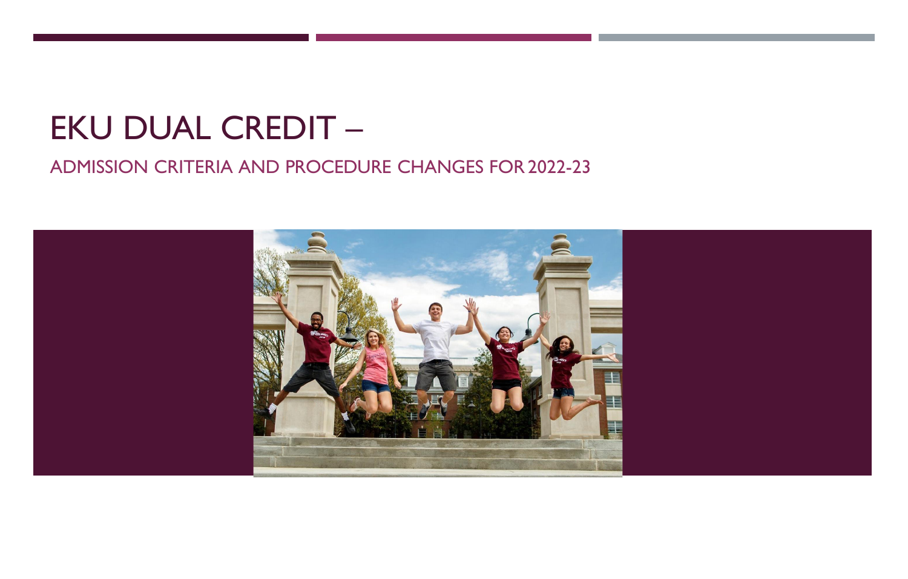# EKU DUAL CREDIT –

## ADMISSION CRITERIA AND PROCEDURE CHANGES FOR 2022-23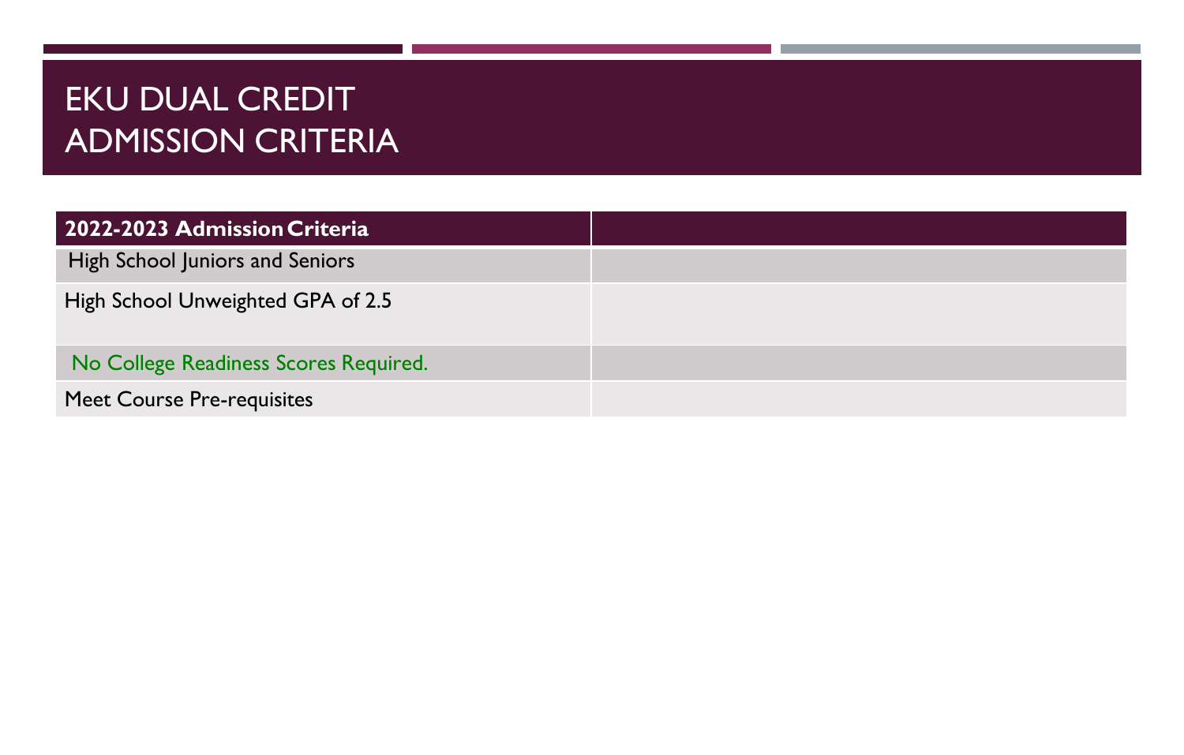# EKU DUAL CREDIT ADMISSION CRITERIA

| **2022-2023 Admission Criteria** | |
|---|---|
| High School Juniors and Seniors | |
| High School Unweighted GPA of 2.5 | |
| No College Readiness Scores Required. | |
| Meet Course Pre-requisites | |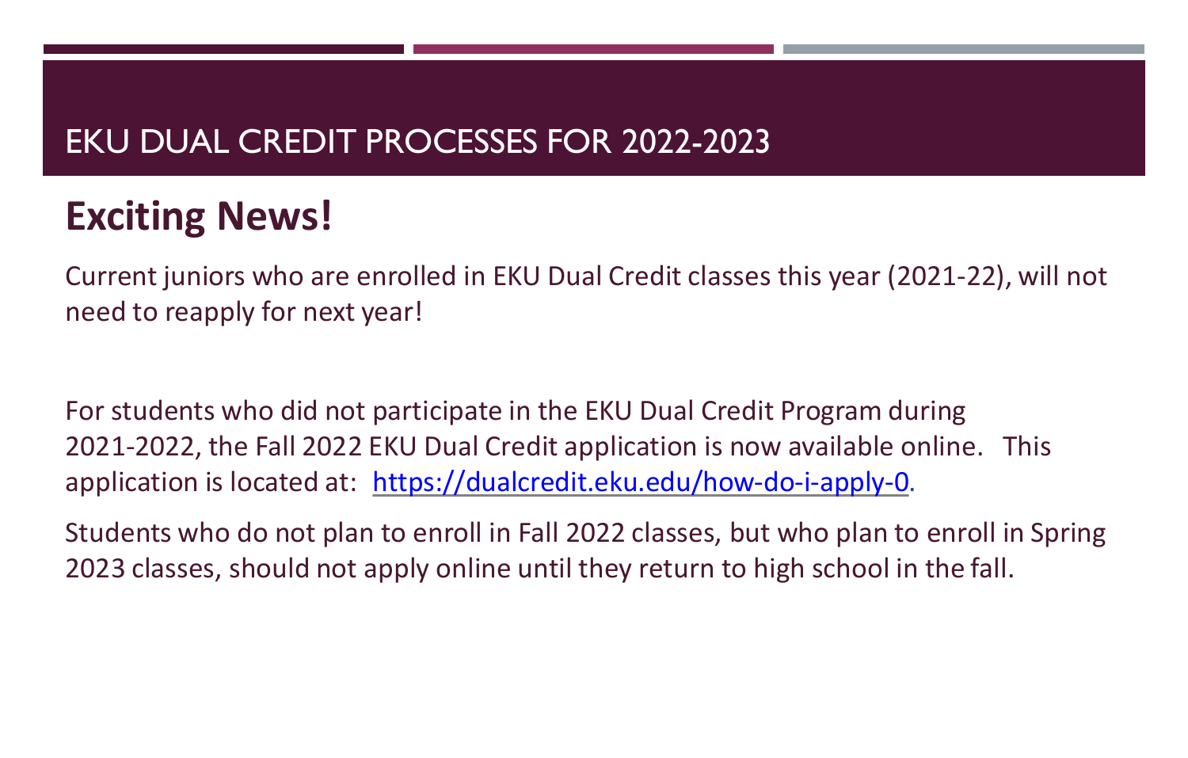# EKU DUAL CREDIT PROCESSES FOR 2022-2023

## Exciting News!

Current juniors who are enrolled in EKU Dual Credit classes this year (2021-22), will not need to reapply for next year!

For students who did not participate in the EKU Dual Credit Program during 2021-2022, the Fall 2022 EKU Dual Credit application is now available online. This application is located at: https://dualcredit.eku.edu/how-do-i-apply-0.

Students who do not plan to enroll in Fall 2022 classes, but who plan to enroll in Spring 2023 classes, should not apply online until they return to high school in the fall.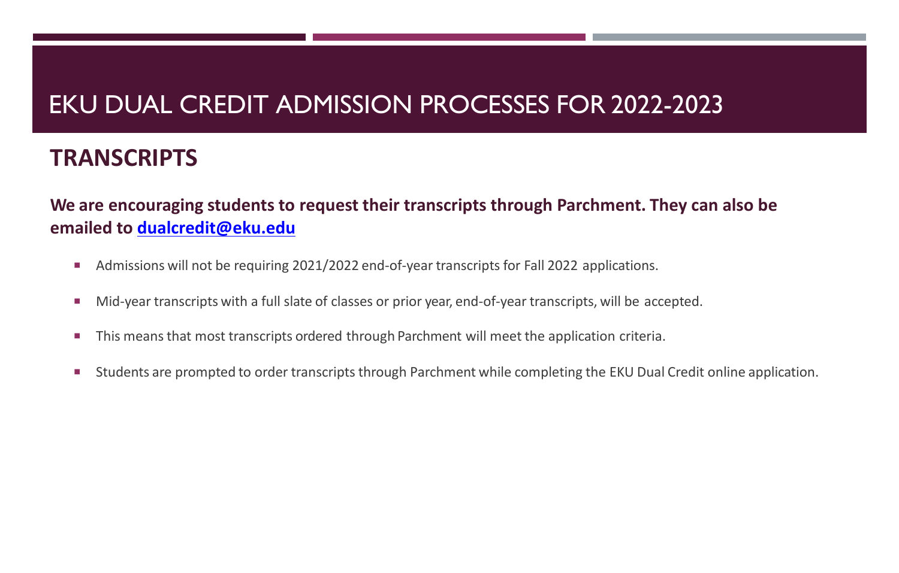# EKU DUAL CREDIT ADMISSION PROCESSES FOR 2022-2023

## TRANSCRIPTS

**We are encouraging students to request their transcripts through Parchment. They can also be emailed to [dualcredit@eku.edu](mailto:dualcredit@eku.edu)**

- Admissions will not be requiring 2021/2022 end-of-year transcripts for Fall 2022 applications.
- Mid-year transcripts with a full slate of classes or prior year, end-of-year transcripts, will be accepted.
- This means that most transcripts ordered through Parchment will meet the application criteria.
- Students are prompted to order transcripts through Parchment while completing the EKU Dual Credit online application.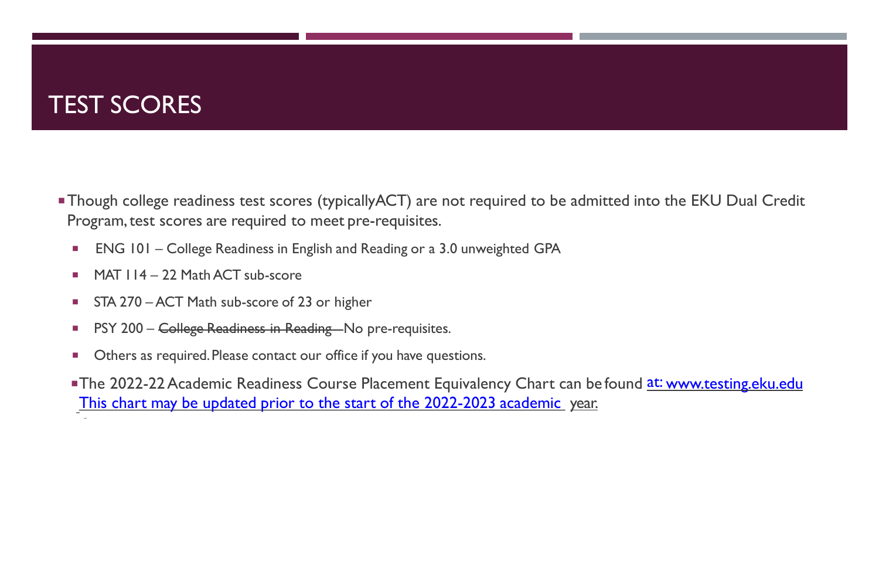# TEST SCORES

- Though college readiness test scores (typically ACT) are not required to be admitted into the EKU Dual Credit Program, test scores are required to meet pre-requisites.
  - ENG 101 – College Readiness in English and Reading or a 3.0 unweighted GPA
  - MAT 114 – 22 Math ACT sub-score
  - STA 270 – ACT Math sub-score of 23 or higher
  - PSY 200 – ~~College Readiness in Reading~~ – No pre-requisites.
  - Others as required. Please contact our office if you have questions.
- The 2022-22 Academic Readiness Course Placement Equivalency Chart can be found at: www.testing.eku.edu This chart may be updated prior to the start of the 2022-2023 academic year.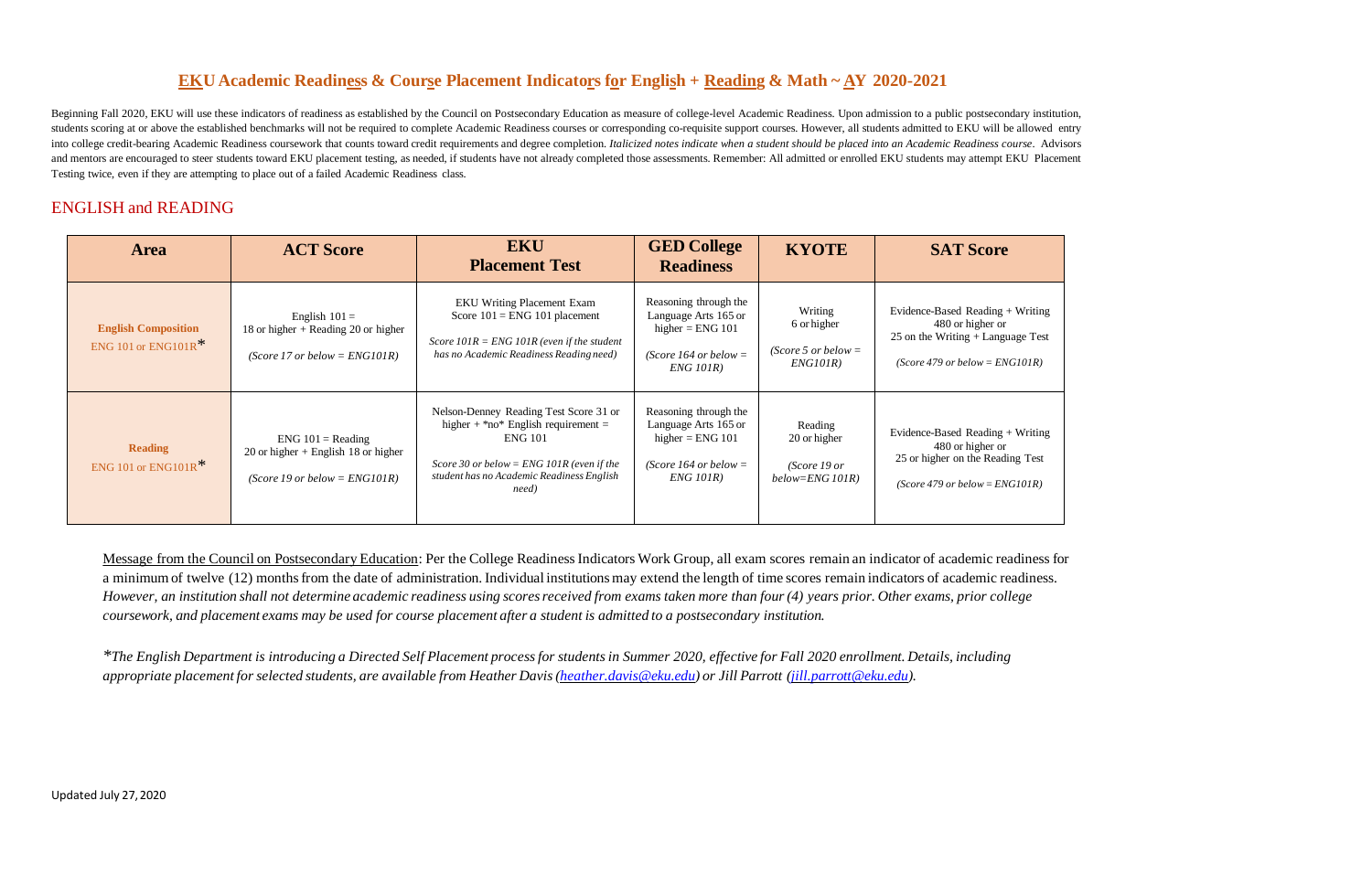## EKU Academic Readiness & Course Placement Indicators for English + Reading & Math ~ AY 2020-2021

Beginning Fall 2020, EKU will use these indicators of readiness as established by the Council on Postsecondary Education as measure of college-level Academic Readiness. Upon admission to a public postsecondary institution, students scoring at or above the established benchmarks will not be required to complete Academic Readiness courses or corresponding co-requisite support courses. However, all students admitted to EKU will be allowed entry into college credit-bearing Academic Readiness coursework that counts toward credit requirements and degree completion. *Italicized notes indicate when a student should be placed into an Academic Readiness course*. Advisors and mentors are encouraged to steer students toward EKU placement testing, as needed, if students have not already completed those assessments. Remember: All admitted or enrolled EKU students may attempt EKU Placement Testing twice, even if they are attempting to place out of a failed Academic Readiness class.

### ENGLISH and READING

| Area | ACT Score | EKU Placement Test | GED College Readiness | KYOTE | SAT Score |
|---|---|---|---|---|---|
| **English Composition** ENG 101 or ENG101R* | English 101 = 18 or higher + Reading 20 or higher *(Score 17 or below = ENG101R)* | EKU Writing Placement Exam Score 101 = ENG 101 placement *Score 101R = ENG 101R (even if the student has no Academic Readiness Reading need)* | Reasoning through the Language Arts 165 or higher = ENG 101 *(Score 164 or below = ENG 101R)* | Writing 6 or higher *(Score 5 or below = ENG101R)* | Evidence-Based Reading + Writing 480 or higher or 25 on the Writing + Language Test *(Score 479 or below = ENG101R)* |
| **Reading** ENG 101 or ENG101R* | ENG 101 = Reading 20 or higher + English 18 or higher *(Score 19 or below = ENG101R)* | Nelson-Denney Reading Test Score 31 or higher + *no* English requirement = ENG 101 *Score 30 or below = ENG 101R (even if the student has no Academic Readiness English need)* | Reasoning through the Language Arts 165 or higher = ENG 101 *(Score 164 or below = ENG 101R)* | Reading 20 or higher *(Score 19 or below=ENG 101R)* | Evidence-Based Reading + Writing 480 or higher or 25 or higher on the Reading Test *(Score 479 or below = ENG101R)* |

Message from the Council on Postsecondary Education: Per the College Readiness Indicators Work Group, all exam scores remain an indicator of academic readiness for a minimum of twelve (12) months from the date of administration. Individual institutions may extend the length of time scores remain indicators of academic readiness. *However, an institution shall not determine academic readiness using scores received from exams taken more than four (4) years prior. Other exams, prior college coursework, and placement exams may be used for course placement after a student is admitted to a postsecondary institution.*

**The English Department is introducing a Directed Self Placement process for students in Summer 2020, effective for Fall 2020 enrollment. Details, including appropriate placement for selected students, are available from Heather Davis (heather.davis@eku.edu) or Jill Parrott (jill.parrott@eku.edu).**

Updated July 27, 2020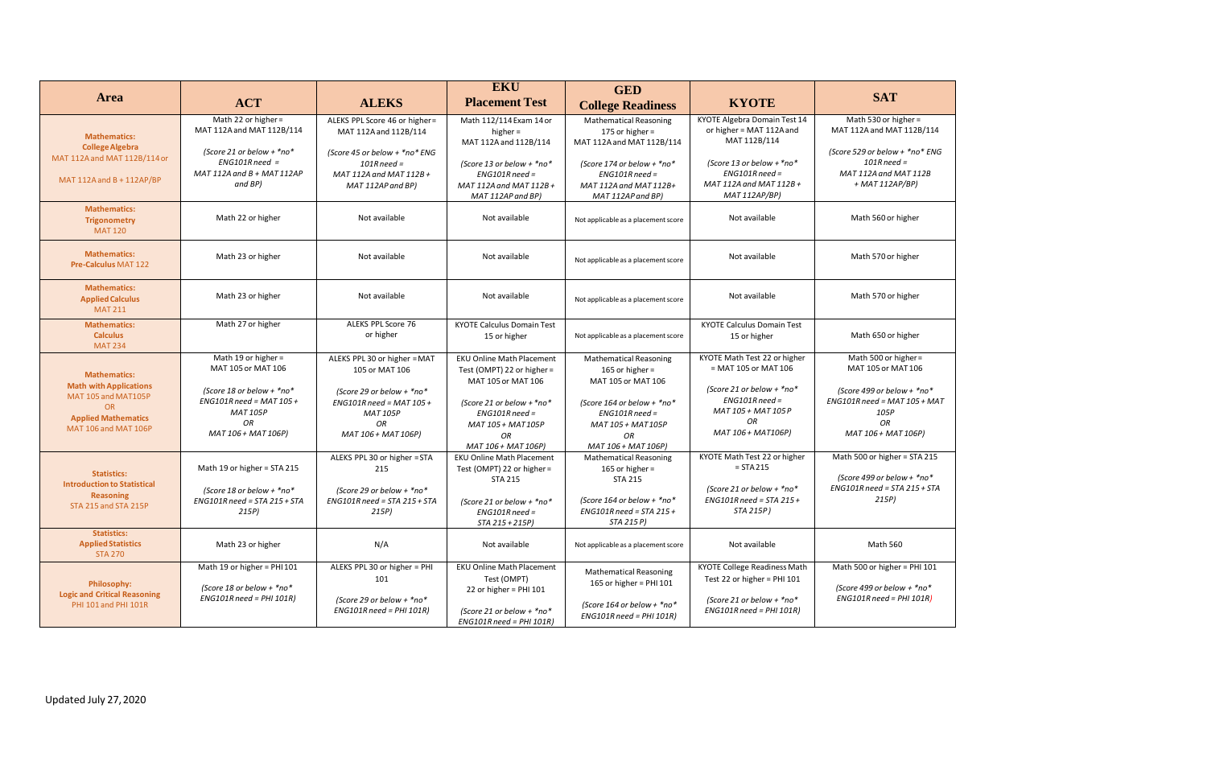| Area | ACT | ALEKS | EKU Placement Test | GED College Readiness | KYOTE | SAT |
|---|---|---|---|---|---|---|
| **Mathematics: College Algebra** MAT 112A and MAT 112B/114 or MAT 112A and B + 112AP/BP | Math 22 or higher = MAT 112A and MAT 112B/114 *(Score 21 or below + \*no\* ENG101R need = MAT 112A and B + MAT 112AP and BP)* | ALEKS PPL Score 46 or higher= MAT 112A and 112B/114 *(Score 45 or below + \*no\* ENG 101R need = MAT 112A and MAT 112B + MAT 112AP and BP)* | Math 112/114 Exam 14 or higher = MAT 112A and 112B/114 *(Score 13 or below + \*no\* ENG101R need = MAT 112A and MAT 112B + MAT 112AP and BP)* | Mathematical Reasoning 175 or higher = MAT 112A and MAT 112B/114 *(Score 174 or below + \*no\* ENG101R need = MAT 112A and MAT 112B+ MAT 112AP and BP)* | KYOTE Algebra Domain Test 14 or higher = MAT 112A and MAT 112B/114 *(Score 13 or below + \*no\* ENG101R need = MAT 112A and MAT 112B + MAT 112AP/BP)* | Math 530 or higher = MAT 112A and MAT 112B/114 *(Score 529 or below + \*no\* ENG 101R need = MAT 112A and MAT 112B + MAT 112AP/BP)* |
| **Mathematics: Trigonometry** MAT 120 | Math 22 or higher | Not available | Not available | Not applicable as a placement score | Not available | Math 560 or higher |
| **Mathematics: Pre-Calculus** MAT 122 | Math 23 or higher | Not available | Not available | Not applicable as a placement score | Not available | Math 570 or higher |
| **Mathematics: Applied Calculus** MAT 211 | Math 23 or higher | Not available | Not available | Not applicable as a placement score | Not available | Math 570 or higher |
| **Mathematics: Calculus** MAT 234 | Math 27 or higher | ALEKS PPL Score 76 or higher | KYOTE Calculus Domain Test 15 or higher | Not applicable as a placement score | KYOTE Calculus Domain Test 15 or higher | Math 650 or higher |
| **Mathematics: Math with Applications** MAT 105 and MAT105P OR **Applied Mathematics** MAT 106 and MAT 106P | Math 19 or higher = MAT 105 or MAT 106 *(Score 18 or below + \*no\* ENG101R need = MAT 105 + MAT 105P OR MAT 106 + MAT 106P)* | ALEKS PPL 30 or higher = MAT 105 or MAT 106 *(Score 29 or below + \*no\* ENG101R need = MAT 105 + MAT 105P OR MAT 106 + MAT 106P)* | EKU Online Math Placement Test (OMPT) 22 or higher = MAT 105 or MAT 106 *(Score 21 or below + \*no\* ENG101R need = MAT 105 + MAT 105P OR MAT 106 + MAT 106P)* | Mathematical Reasoning 165 or higher = MAT 105 or MAT 106 *(Score 164 or below + \*no\* ENG101R need = MAT 105 + MAT 105P OR MAT 106 + MAT 106P)* | KYOTE Math Test 22 or higher = MAT 105 or MAT 106 *(Score 21 or below + \*no\* ENG101R need = MAT 105 + MAT 105 P OR MAT 106 + MAT106P)* | Math 500 or higher = MAT 105 or MAT 106 *(Score 499 or below + \*no\* ENG101R need = MAT 105 + MAT 105P OR MAT 106 + MAT 106P)* |
| **Statistics: Introduction to Statistical Reasoning** STA 215 and STA 215P | Math 19 or higher = STA 215 *(Score 18 or below + \*no\* ENG101R need = STA 215 + STA 215P)* | ALEKS PPL 30 or higher = STA 215 *(Score 29 or below + \*no\* ENG101R need = STA 215 + STA 215P)* | EKU Online Math Placement Test (OMPT) 22 or higher = STA 215 *(Score 21 or below + \*no\* ENG101R need = STA 215 + 215P)* | Mathematical Reasoning 165 or higher = STA 215 *(Score 164 or below + \*no\* ENG101R need = STA 215 + STA 215 P)* | KYOTE Math Test 22 or higher = STA 215 *(Score 21 or below + \*no\* ENG101R need = STA 215 + STA 215P)* | Math 500 or higher = STA 215 *(Score 499 or below + \*no\* ENG101R need = STA 215 + STA 215P)* |
| **Statistics: Applied Statistics** STA 270 | Math 23 or higher | N/A | Not available | Not applicable as a placement score | Not available | Math 560 |
| **Philosophy: Logic and Critical Reasoning** PHI 101 and PHI 101R | Math 19 or higher = PHI 101 *(Score 18 or below + \*no\* ENG101R need = PHI 101R)* | ALEKS PPL 30 or higher = PHI 101 *(Score 29 or below + \*no\* ENG101R need = PHI 101R)* | EKU Online Math Placement Test (OMPT) 22 or higher = PHI 101 *(Score 21 or below + \*no\* ENG101R need = PHI 101R)* | Mathematical Reasoning 165 or higher = PHI 101 *(Score 164 or below + \*no\* ENG101R need = PHI 101R)* | KYOTE College Readiness Math Test 22 or higher = PHI 101 *(Score 21 or below + \*no\* ENG101R need = PHI 101R)* | Math 500 or higher = PHI 101 *(Score 499 or below + \*no\* ENG101R need = PHI 101R)* |

Updated July 27, 2020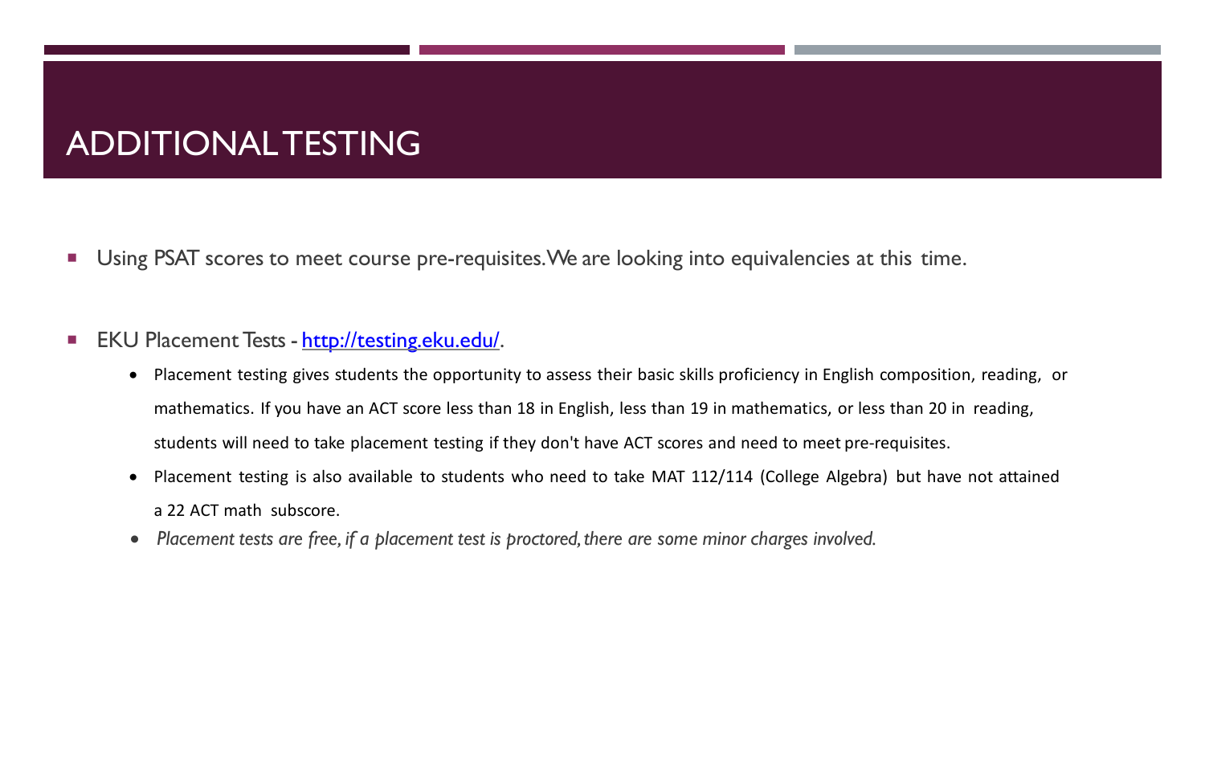# ADDITIONAL TESTING

- Using PSAT scores to meet course pre-requisites. We are looking into equivalencies at this time.

- EKU Placement Tests - [http://testing.eku.edu/](http://testing.eku.edu/).
  - Placement testing gives students the opportunity to assess their basic skills proficiency in English composition, reading, or mathematics. If you have an ACT score less than 18 in English, less than 19 in mathematics, or less than 20 in reading, students will need to take placement testing if they don't have ACT scores and need to meet pre-requisites.
  - Placement testing is also available to students who need to take MAT 112/114 (College Algebra) but have not attained a 22 ACT math subscore.
  - *Placement tests are free, if a placement test is proctored, there are some minor charges involved.*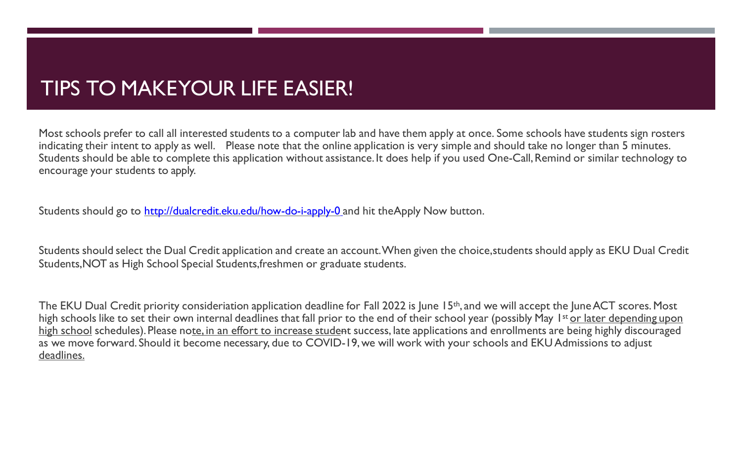# TIPS TO MAKEYOUR LIFE EASIER!

Most schools prefer to call all interested students to a computer lab and have them apply at once. Some schools have students sign rosters indicating their intent to apply as well. Please note that the online application is very simple and should take no longer than 5 minutes. Students should be able to complete this application without assistance. It does help if you used One-Call, Remind or similar technology to encourage your students to apply.

Students should go to [http://dualcredit.eku.edu/how-do-i-apply-0](http://dualcredit.eku.edu/how-do-i-apply-0) and hit theApply Now button.

Students should select the Dual Credit application and create an account. When given the choice, students should apply as EKU Dual Credit Students, NOT as High School Special Students, freshmen or graduate students.

The EKU Dual Credit priority consideriation application deadline for Fall 2022 is June 15th, and we will accept the June ACT scores. Most high schools like to set their own internal deadlines that fall prior to the end of their school year (possibly May 1st or later depending upon high school schedules). Please note, in an effort to increase student success, late applications and enrollments are being highly discouraged as we move forward. Should it become necessary, due to COVID-19, we will work with your schools and EKU Admissions to adjust deadlines.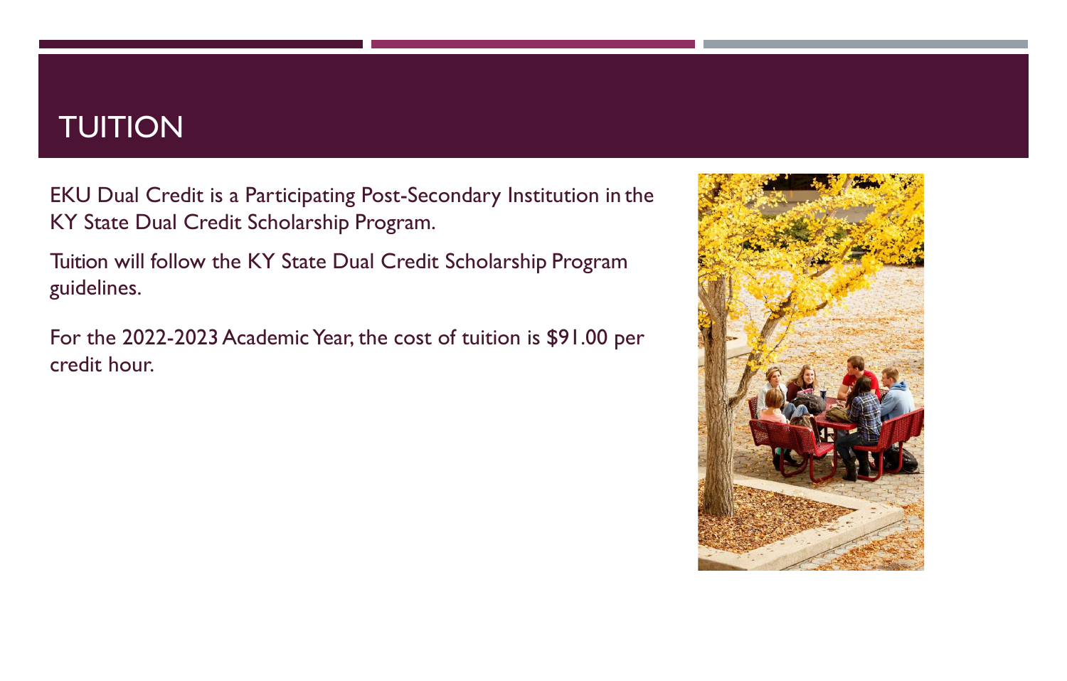# TUITION

EKU Dual Credit is a Participating Post-Secondary Institution in the KY State Dual Credit Scholarship Program.

Tuition will follow the KY State Dual Credit Scholarship Program guidelines.

For the 2022-2023 Academic Year, the cost of tuition is $91.00 per credit hour.